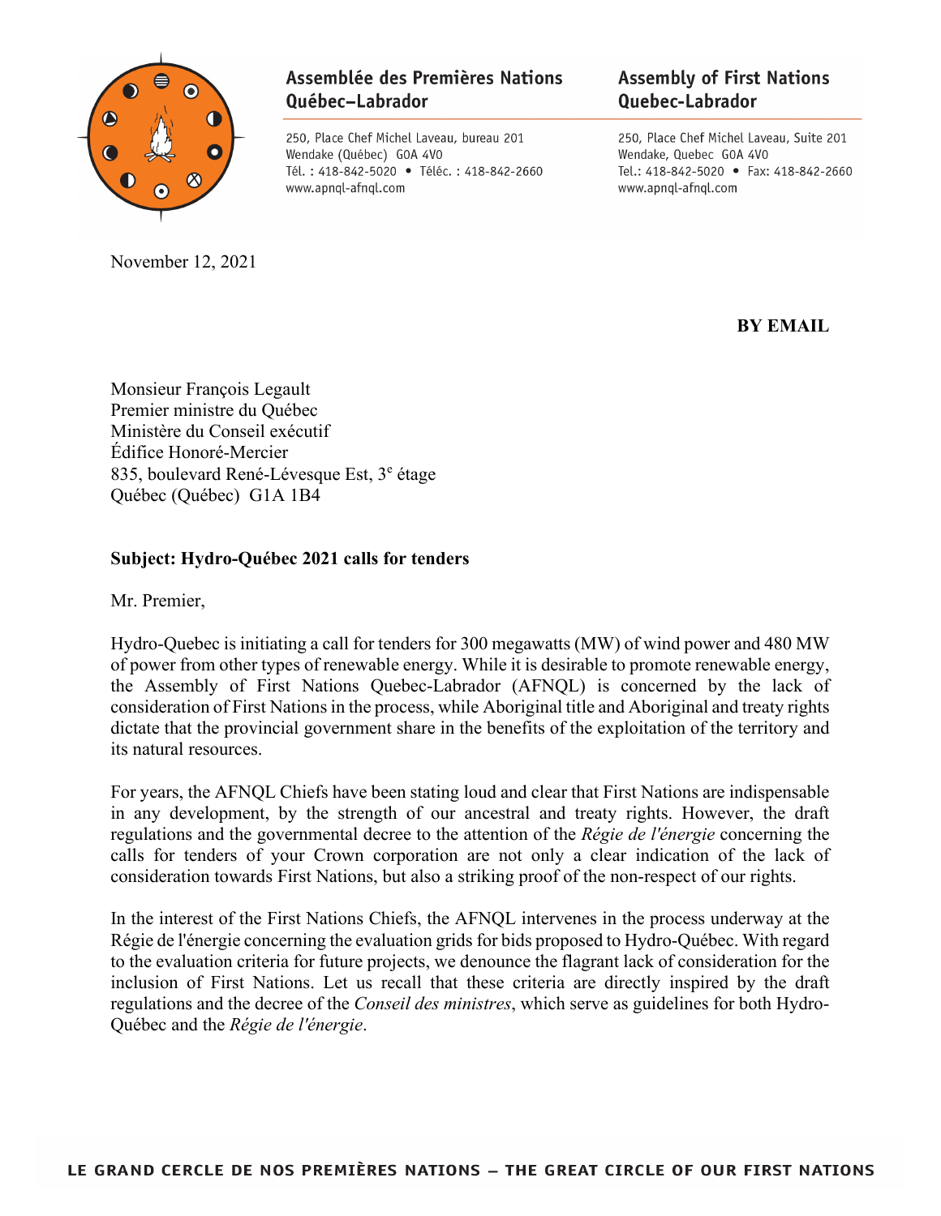**Assemblée des Premières Nations Québec–Labrador**

250, Place Chef Michel Laveau, bureau 201
Wendake (Québec) G0A 4V0
Tél. : 418-842-5020 • Téléc. : 418-842-2660
www.apnql-afnql.com

**Assembly of First Nations Quebec-Labrador**

250, Place Chef Michel Laveau, Suite 201
Wendake, Quebec G0A 4V0
Tel.: 418-842-5020 • Fax: 418-842-2660
www.apnql-afnql.com

November 12, 2021

**BY EMAIL**

Monsieur François Legault
Premier ministre du Québec
Ministère du Conseil exécutif
Édifice Honoré-Mercier
835, boulevard René-Lévesque Est, 3e étage
Québec (Québec) G1A 1B4

**Subject: Hydro-Québec 2021 calls for tenders**

Mr. Premier,

Hydro-Quebec is initiating a call for tenders for 300 megawatts (MW) of wind power and 480 MW of power from other types of renewable energy. While it is desirable to promote renewable energy, the Assembly of First Nations Quebec-Labrador (AFNQL) is concerned by the lack of consideration of First Nations in the process, while Aboriginal title and Aboriginal and treaty rights dictate that the provincial government share in the benefits of the exploitation of the territory and its natural resources.

For years, the AFNQL Chiefs have been stating loud and clear that First Nations are indispensable in any development, by the strength of our ancestral and treaty rights. However, the draft regulations and the governmental decree to the attention of the *Régie de l'énergie* concerning the calls for tenders of your Crown corporation are not only a clear indication of the lack of consideration towards First Nations, but also a striking proof of the non-respect of our rights.

In the interest of the First Nations Chiefs, the AFNQL intervenes in the process underway at the Régie de l'énergie concerning the evaluation grids for bids proposed to Hydro-Québec. With regard to the evaluation criteria for future projects, we denounce the flagrant lack of consideration for the inclusion of First Nations. Let us recall that these criteria are directly inspired by the draft regulations and the decree of the *Conseil des ministres*, which serve as guidelines for both Hydro-Québec and the *Régie de l'énergie*.

LE GRAND CERCLE DE NOS PREMIÈRES NATIONS – THE GREAT CIRCLE OF OUR FIRST NATIONS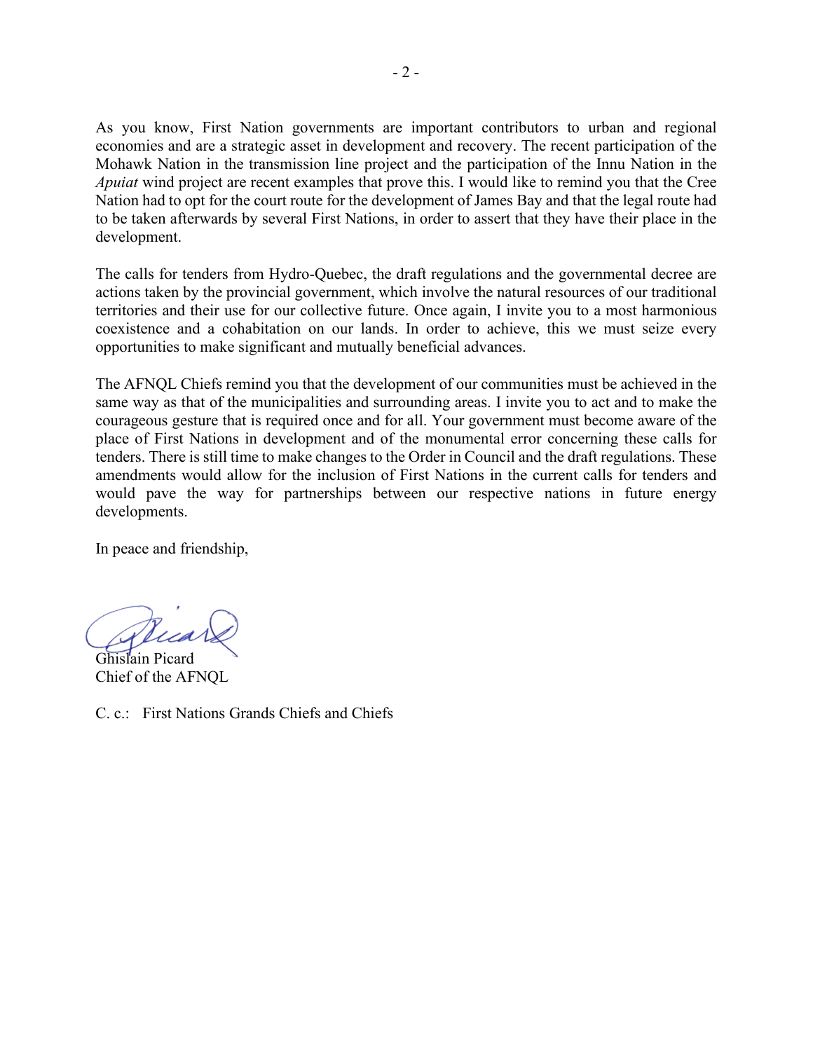As you know, First Nation governments are important contributors to urban and regional economies and are a strategic asset in development and recovery. The recent participation of the Mohawk Nation in the transmission line project and the participation of the Innu Nation in the *Apuiat* wind project are recent examples that prove this. I would like to remind you that the Cree Nation had to opt for the court route for the development of James Bay and that the legal route had to be taken afterwards by several First Nations, in order to assert that they have their place in the development.

The calls for tenders from Hydro-Quebec, the draft regulations and the governmental decree are actions taken by the provincial government, which involve the natural resources of our traditional territories and their use for our collective future. Once again, I invite you to a most harmonious coexistence and a cohabitation on our lands. In order to achieve, this we must seize every opportunities to make significant and mutually beneficial advances.

The AFNQL Chiefs remind you that the development of our communities must be achieved in the same way as that of the municipalities and surrounding areas. I invite you to act and to make the courageous gesture that is required once and for all. Your government must become aware of the place of First Nations in development and of the monumental error concerning these calls for tenders. There is still time to make changes to the Order in Council and the draft regulations. These amendments would allow for the inclusion of First Nations in the current calls for tenders and would pave the way for partnerships between our respective nations in future energy developments.

In peace and friendship,

Ghislain Picard
Chief of the AFNQL

C. c.: First Nations Grands Chiefs and Chiefs